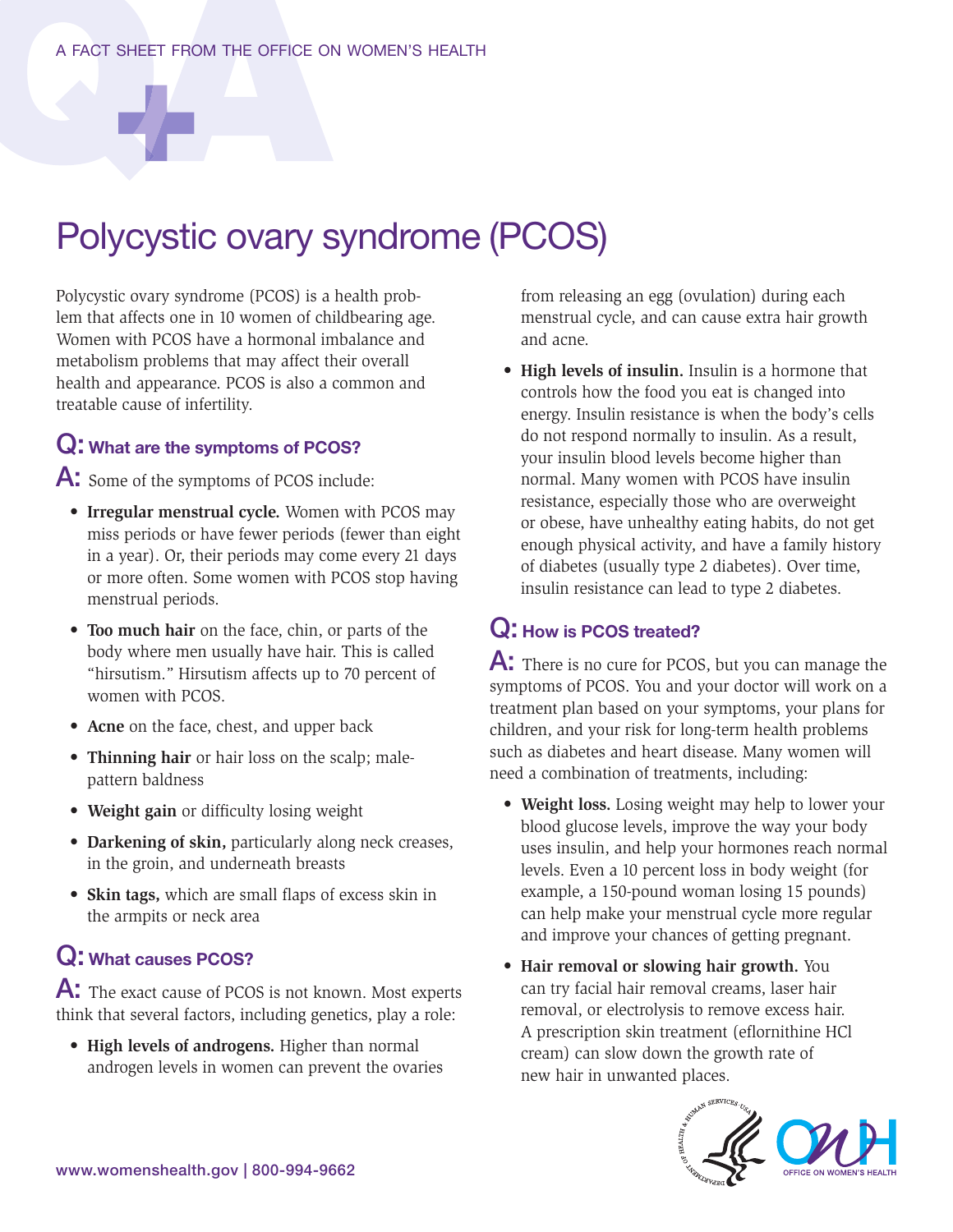A FACT SHEET FROM THE OFFICE ON WOMEN'S HEALTH

# Polycystic ovary syndrome (PCOS)

Polycystic ovary syndrome (PCOS) is a health problem that affects one in 10 women of childbearing age. Women with PCOS have a hormonal imbalance and metabolism problems that may affect their overall health and appearance. PCOS is also a common and treatable cause of infertility.

## Q: What are the symptoms of PCOS?

**A:** Some of the symptoms of PCOS include:

- **Irregular menstrual cycle.** Women with PCOS may miss periods or have fewer periods (fewer than eight in a year). Or, their periods may come every 21 days or more often. Some women with PCOS stop having menstrual periods.
- **Too much hair** on the face, chin, or parts of the body where men usually have hair. This is called "hirsutism." Hirsutism affects up to 70 percent of women with PCOS.
- **Acne** on the face, chest, and upper back
- **Thinning hair** or hair loss on the scalp; male-pattern baldness
- **Weight gain** or difficulty losing weight
- **Darkening of skin,** particularly along neck creases, in the groin, and underneath breasts
- **Skin tags,** which are small flaps of excess skin in the armpits or neck area

## Q: What causes PCOS?

**A:** The exact cause of PCOS is not known. Most experts think that several factors, including genetics, play a role:

- **High levels of androgens.** Higher than normal androgen levels in women can prevent the ovaries from releasing an egg (ovulation) during each menstrual cycle, and can cause extra hair growth and acne.
- **High levels of insulin.** Insulin is a hormone that controls how the food you eat is changed into energy. Insulin resistance is when the body's cells do not respond normally to insulin. As a result, your insulin blood levels become higher than normal. Many women with PCOS have insulin resistance, especially those who are overweight or obese, have unhealthy eating habits, do not get enough physical activity, and have a family history of diabetes (usually type 2 diabetes). Over time, insulin resistance can lead to type 2 diabetes.

## Q: How is PCOS treated?

**A:** There is no cure for PCOS, but you can manage the symptoms of PCOS. You and your doctor will work on a treatment plan based on your symptoms, your plans for children, and your risk for long-term health problems such as diabetes and heart disease. Many women will need a combination of treatments, including:

- **Weight loss.** Losing weight may help to lower your blood glucose levels, improve the way your body uses insulin, and help your hormones reach normal levels. Even a 10 percent loss in body weight (for example, a 150-pound woman losing 15 pounds) can help make your menstrual cycle more regular and improve your chances of getting pregnant.
- **Hair removal or slowing hair growth.** You can try facial hair removal creams, laser hair removal, or electrolysis to remove excess hair. A prescription skin treatment (eflornithine HCl cream) can slow down the growth rate of new hair in unwanted places.

www.womenshealth.gov | 800-994-9662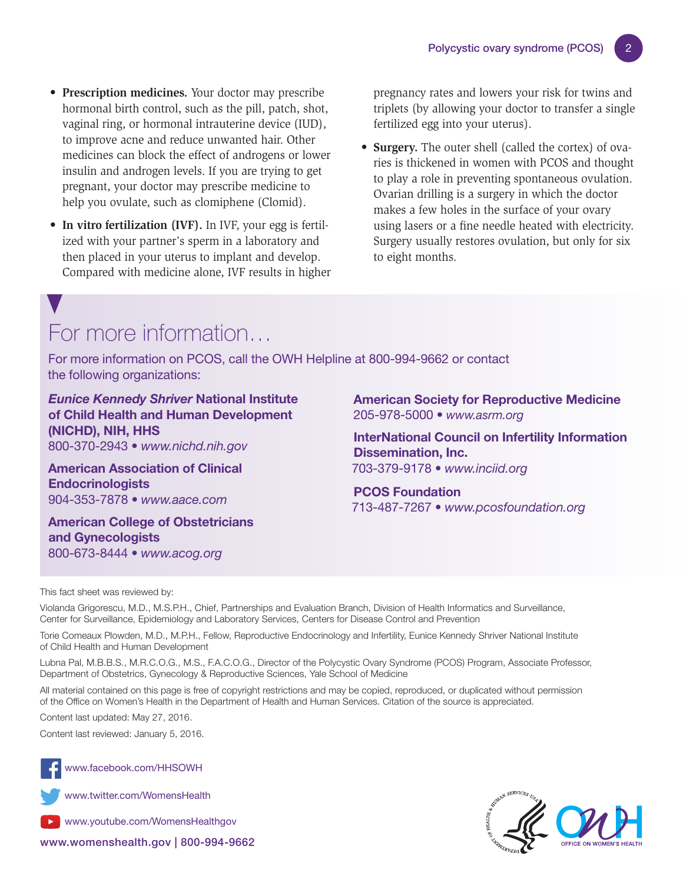- **Prescription medicines.** Your doctor may prescribe hormonal birth control, such as the pill, patch, shot, vaginal ring, or hormonal intrauterine device (IUD), to improve acne and reduce unwanted hair. Other medicines can block the effect of androgens or lower insulin and androgen levels. If you are trying to get pregnant, your doctor may prescribe medicine to help you ovulate, such as clomiphene (Clomid).
- **In vitro fertilization (IVF).** In IVF, your egg is fertilized with your partner's sperm in a laboratory and then placed in your uterus to implant and develop. Compared with medicine alone, IVF results in higher pregnancy rates and lowers your risk for twins and triplets (by allowing your doctor to transfer a single fertilized egg into your uterus).
- **Surgery.** The outer shell (called the cortex) of ovaries is thickened in women with PCOS and thought to play a role in preventing spontaneous ovulation. Ovarian drilling is a surgery in which the doctor makes a few holes in the surface of your ovary using lasers or a fine needle heated with electricity. Surgery usually restores ovulation, but only for six to eight months.

# For more information…

For more information on PCOS, call the OWH Helpline at 800-994-9662 or contact the following organizations:

***Eunice Kennedy Shriver* National Institute of Child Health and Human Development (NICHD), NIH, HHS**
800-370-2943 • *www.nichd.nih.gov*

**American Association of Clinical Endocrinologists**
904-353-7878 • *www.aace.com*

**American College of Obstetricians and Gynecologists**
800-673-8444 • *www.acog.org*

**American Society for Reproductive Medicine**
205-978-5000 • *www.asrm.org*

**InterNational Council on Infertility Information Dissemination, Inc.**
703-379-9178 • *www.inciid.org*

**PCOS Foundation**
713-487-7267 • *www.pcosfoundation.org*

This fact sheet was reviewed by:

Violanda Grigorescu, M.D., M.S.P.H., Chief, Partnerships and Evaluation Branch, Division of Health Informatics and Surveillance, Center for Surveillance, Epidemiology and Laboratory Services, Centers for Disease Control and Prevention

Torie Comeaux Plowden, M.D., M.P.H., Fellow, Reproductive Endocrinology and Infertility, Eunice Kennedy Shriver National Institute of Child Health and Human Development

Lubna Pal, M.B.B.S., M.R.C.O.G., M.S., F.A.C.O.G., Director of the Polycystic Ovary Syndrome (PCOS) Program, Associate Professor, Department of Obstetrics, Gynecology & Reproductive Sciences, Yale School of Medicine

All material contained on this page is free of copyright restrictions and may be copied, reproduced, or duplicated without permission of the Office on Women's Health in the Department of Health and Human Services. Citation of the source is appreciated.

Content last updated: May 27, 2016.

Content last reviewed: January 5, 2016.

www.facebook.com/HHSOWH

www.twitter.com/WomensHealth

www.youtube.com/WomensHealthgov

**www.womenshealth.gov | 800-994-9662**

OFFICE ON WOMEN'S HEALTH